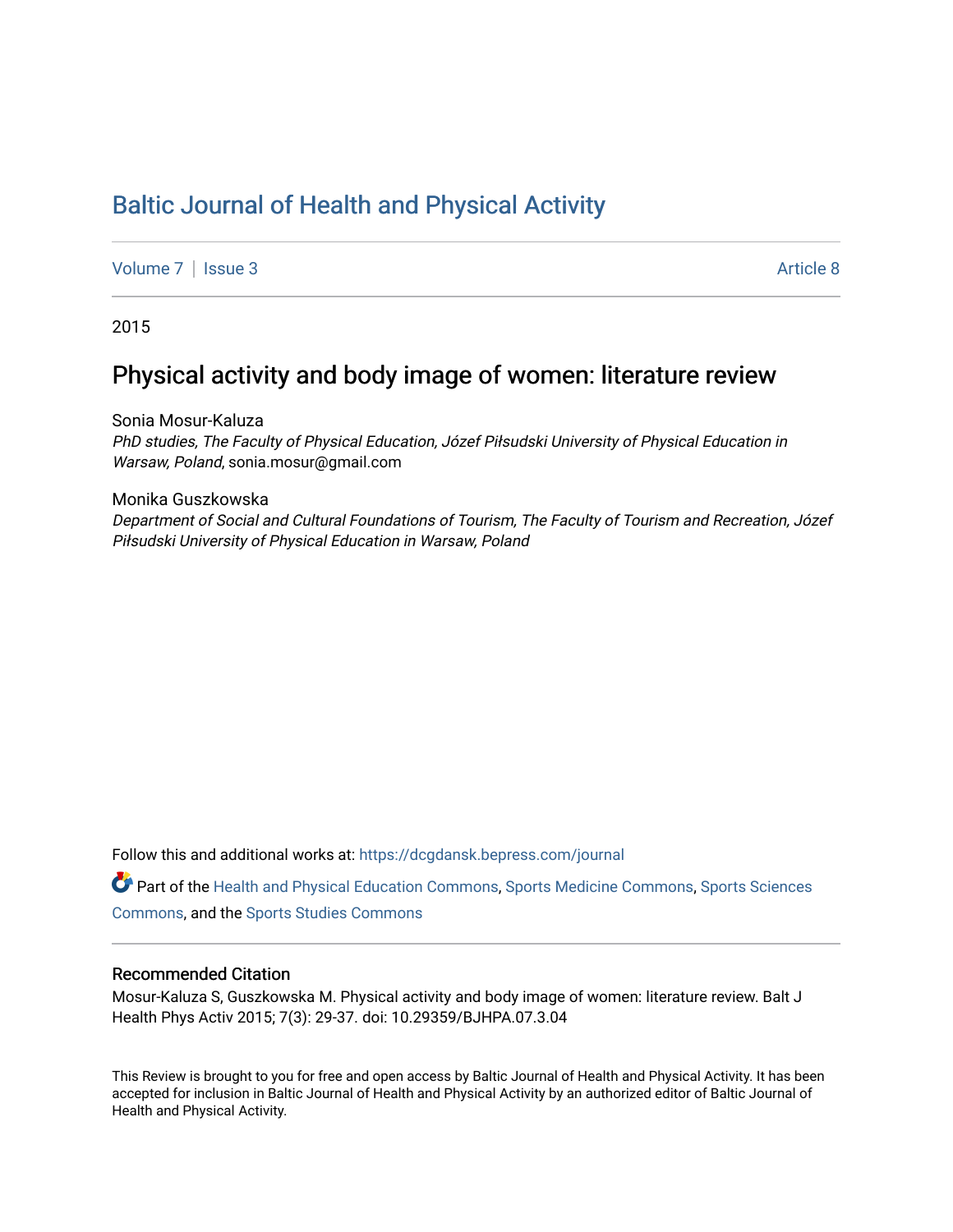# Baltic Journal of Health and Physical Activity

Volume 7 | Issue 3 Article 8

2015

## Physical activity and body image of women: literature review

Sonia Mosur-Kaluza
*PhD studies, The Faculty of Physical Education, Józef Piłsudski University of Physical Education in Warsaw, Poland*, sonia.mosur@gmail.com

Monika Guszkowska
*Department of Social and Cultural Foundations of Tourism, The Faculty of Tourism and Recreation, Józef Piłsudski University of Physical Education in Warsaw, Poland*

Follow this and additional works at: https://dcgdansk.bepress.com/journal

Part of the Health and Physical Education Commons, Sports Medicine Commons, Sports Sciences Commons, and the Sports Studies Commons

### Recommended Citation

Mosur-Kaluza S, Guszkowska M. Physical activity and body image of women: literature review. Balt J Health Phys Activ 2015; 7(3): 29-37. doi: 10.29359/BJHPA.07.3.04

This Review is brought to you for free and open access by Baltic Journal of Health and Physical Activity. It has been accepted for inclusion in Baltic Journal of Health and Physical Activity by an authorized editor of Baltic Journal of Health and Physical Activity.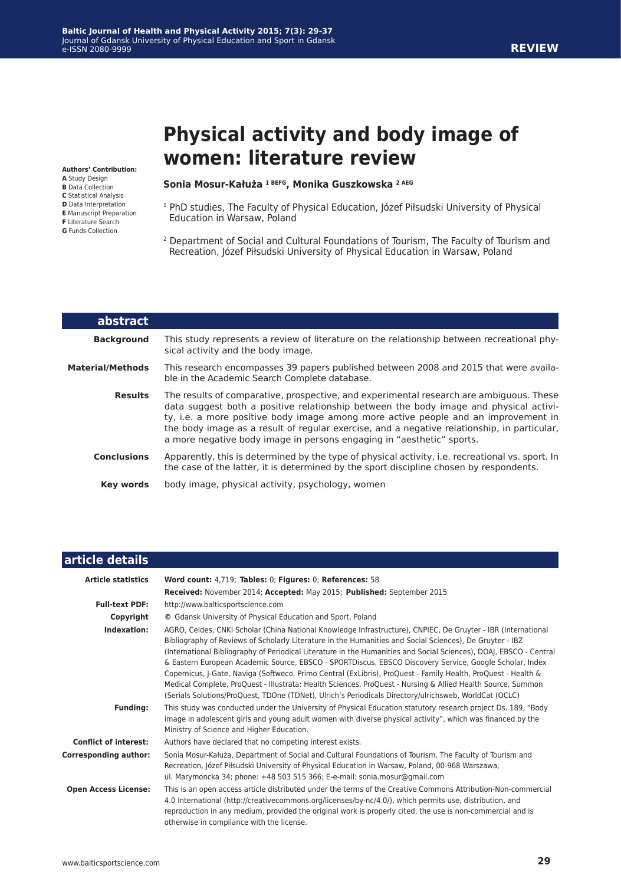REVIEW

# Physical activity and body image of women: literature review

**Authors' Contribution:**
**A** Study Design
**B** Data Collection
**C** Statistical Analysis
**D** Data Interpretation
**E** Manuscript Preparation
**F** Literature Search
**G** Funds Collection

**Sonia Mosur-Kałuża [1 BEFG], Monika Guszkowska [2 AEG]**

[1] PhD studies, The Faculty of Physical Education, Józef Piłsudski University of Physical Education in Warsaw, Poland

[2] Department of Social and Cultural Foundations of Tourism, The Faculty of Tourism and Recreation, Józef Piłsudski University of Physical Education in Warsaw, Poland

## abstract

**Background**
This study represents a review of literature on the relationship between recreational physical activity and the body image.

**Material/Methods**
This research encompasses 39 papers published between 2008 and 2015 that were available in the Academic Search Complete database.

**Results**
The results of comparative, prospective, and experimental research are ambiguous. These data suggest both a positive relationship between the body image and physical activity, i.e. a more positive body image among more active people and an improvement in the body image as a result of regular exercise, and a negative relationship, in particular, a more negative body image in persons engaging in "aesthetic" sports.

**Conclusions**
Apparently, this is determined by the type of physical activity, i.e. recreational vs. sport. In the case of the latter, it is determined by the sport discipline chosen by respondents.

**Key words**
body image, physical activity, psychology, women

## article details

**Article statistics**
**Word count:** 4,719; **Tables:** 0; **Figures:** 0; **References:** 58
**Received:** November 2014; **Accepted:** May 2015; **Published:** September 2015

**Full-text PDF:** http://www.balticsportscience.com

**Copyright** © Gdansk University of Physical Education and Sport, Poland

**Indexation:** AGRO, Celdes, CNKI Scholar (China National Knowledge Infrastructure), CNPIEC, De Gruyter - IBR (International Bibliography of Reviews of Scholarly Literature in the Humanities and Social Sciences), De Gruyter - IBZ (International Bibliography of Periodical Literature in the Humanities and Social Sciences), DOAJ, EBSCO - Central & Eastern European Academic Source, EBSCO - SPORTDiscus, EBSCO Discovery Service, Google Scholar, Index Copernicus, J-Gate, Naviga (Softweco, Primo Central (ExLibris), ProQuest - Family Health, ProQuest - Health & Medical Complete, ProQuest - Illustrata: Health Sciences, ProQuest - Nursing & Allied Health Source, Summon (Serials Solutions/ProQuest, TDOne (TDNet), Ulrich's Periodicals Directory/ulrichsweb, WorldCat (OCLC)

**Funding:** This study was conducted under the University of Physical Education statutory research project Ds. 189, "Body image in adolescent girls and young adult women with diverse physical activity", which was financed by the Ministry of Science and Higher Education.

**Conflict of interest:** Authors have declared that no competing interest exists.

**Corresponding author:** Sonia Mosur-Kałuża, Department of Social and Cultural Foundations of Tourism, The Faculty of Tourism and Recreation, Józef Piłsudski University of Physical Education in Warsaw, Poland, 00-968 Warszawa, ul. Marymoncka 34; phone: +48 503 515 366; E-e-mail: sonia.mosur@gmail.com

**Open Access License:** This is an open access article distributed under the terms of the Creative Commons Attribution-Non-commercial 4.0 International (http://creativecommons.org/licenses/by-nc/4.0/), which permits use, distribution, and reproduction in any medium, provided the original work is properly cited, the use is non-commercial and is otherwise in compliance with the license.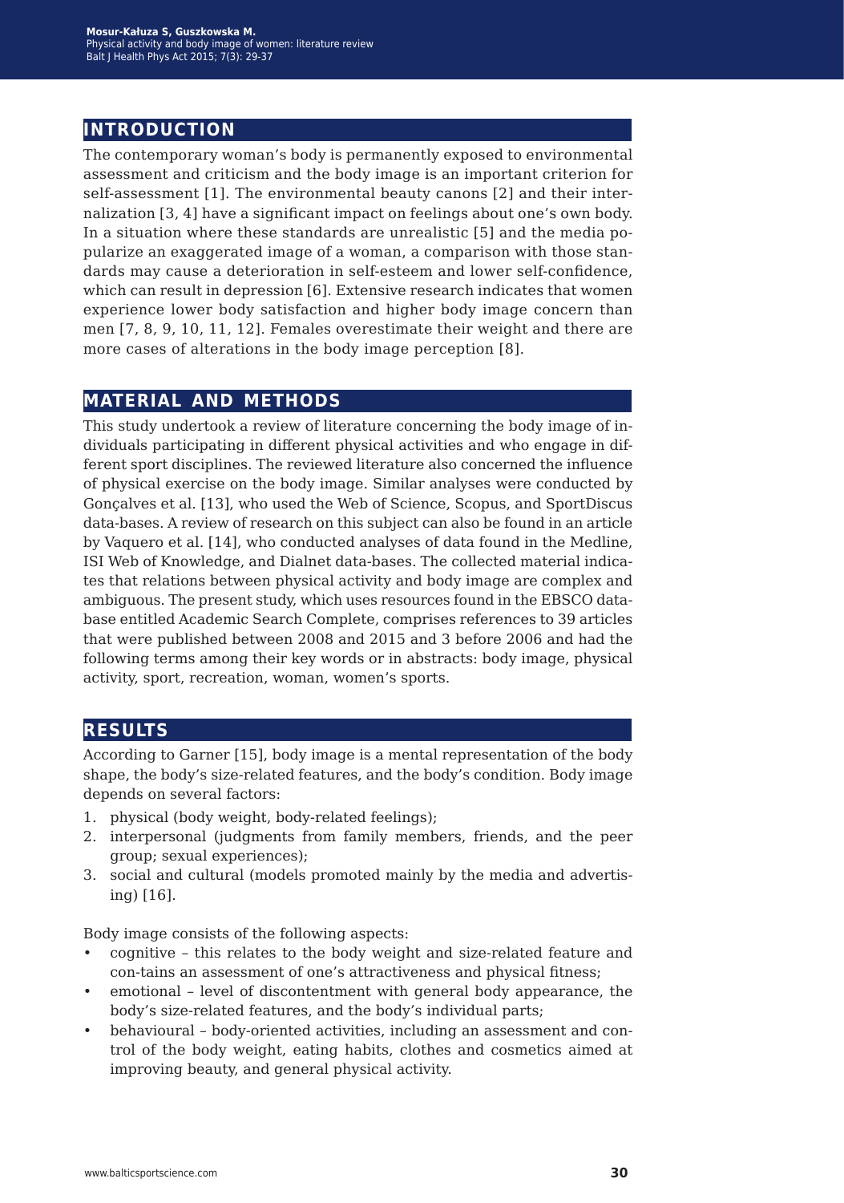## INTRODUCTION

The contemporary woman's body is permanently exposed to environmental assessment and criticism and the body image is an important criterion for self-assessment [1]. The environmental beauty canons [2] and their internalization [3, 4] have a significant impact on feelings about one's own body. In a situation where these standards are unrealistic [5] and the media popularize an exaggerated image of a woman, a comparison with those standards may cause a deterioration in self-esteem and lower self-confidence, which can result in depression [6]. Extensive research indicates that women experience lower body satisfaction and higher body image concern than men [7, 8, 9, 10, 11, 12]. Females overestimate their weight and there are more cases of alterations in the body image perception [8].

## MATERIAL AND METHODS

This study undertook a review of literature concerning the body image of individuals participating in different physical activities and who engage in different sport disciplines. The reviewed literature also concerned the influence of physical exercise on the body image. Similar analyses were conducted by Gonçalves et al. [13], who used the Web of Science, Scopus, and SportDiscus data-bases. A review of research on this subject can also be found in an article by Vaquero et al. [14], who conducted analyses of data found in the Medline, ISI Web of Knowledge, and Dialnet data-bases. The collected material indicates that relations between physical activity and body image are complex and ambiguous. The present study, which uses resources found in the EBSCO database entitled Academic Search Complete, comprises references to 39 articles that were published between 2008 and 2015 and 3 before 2006 and had the following terms among their key words or in abstracts: body image, physical activity, sport, recreation, woman, women's sports.

## RESULTS

According to Garner [15], body image is a mental representation of the body shape, the body's size-related features, and the body's condition. Body image depends on several factors:

1. physical (body weight, body-related feelings);
2. interpersonal (judgments from family members, friends, and the peer group; sexual experiences);
3. social and cultural (models promoted mainly by the media and advertising) [16].

Body image consists of the following aspects:

- cognitive – this relates to the body weight and size-related feature and con-tains an assessment of one's attractiveness and physical fitness;
- emotional – level of discontentment with general body appearance, the body's size-related features, and the body's individual parts;
- behavioural – body-oriented activities, including an assessment and control of the body weight, eating habits, clothes and cosmetics aimed at improving beauty, and general physical activity.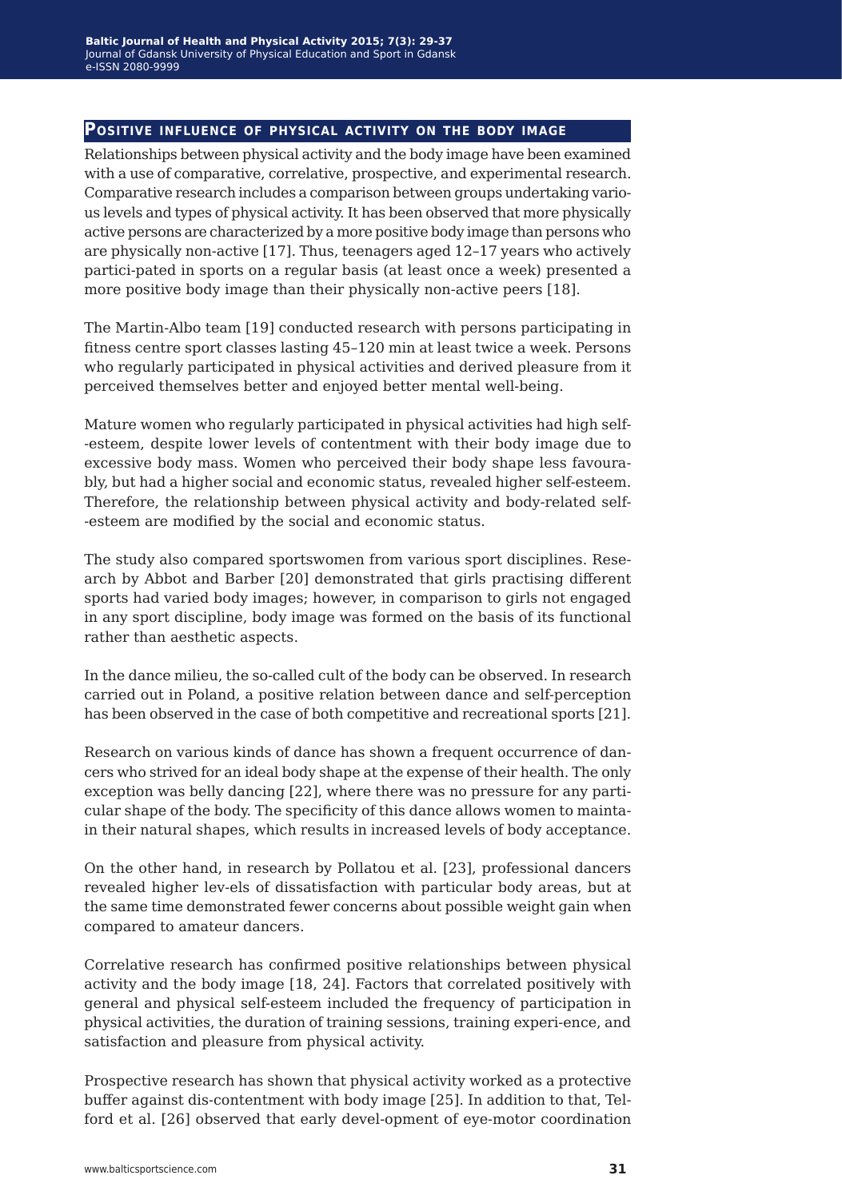## Positive influence of physical activity on the body image

Relationships between physical activity and the body image have been examined with a use of comparative, correlative, prospective, and experimental research. Comparative research includes a comparison between groups undertaking various levels and types of physical activity. It has been observed that more physically active persons are characterized by a more positive body image than persons who are physically non-active [17]. Thus, teenagers aged 12–17 years who actively partici-pated in sports on a regular basis (at least once a week) presented a more positive body image than their physically non-active peers [18].

The Martin-Albo team [19] conducted research with persons participating in fitness centre sport classes lasting 45–120 min at least twice a week. Persons who regularly participated in physical activities and derived pleasure from it perceived themselves better and enjoyed better mental well-being.

Mature women who regularly participated in physical activities had high self-esteem, despite lower levels of contentment with their body image due to excessive body mass. Women who perceived their body shape less favourably, but had a higher social and economic status, revealed higher self-esteem. Therefore, the relationship between physical activity and body-related self-esteem are modified by the social and economic status.

The study also compared sportswomen from various sport disciplines. Research by Abbot and Barber [20] demonstrated that girls practising different sports had varied body images; however, in comparison to girls not engaged in any sport discipline, body image was formed on the basis of its functional rather than aesthetic aspects.

In the dance milieu, the so-called cult of the body can be observed. In research carried out in Poland, a positive relation between dance and self-perception has been observed in the case of both competitive and recreational sports [21].

Research on various kinds of dance has shown a frequent occurrence of dancers who strived for an ideal body shape at the expense of their health. The only exception was belly dancing [22], where there was no pressure for any particular shape of the body. The specificity of this dance allows women to maintain their natural shapes, which results in increased levels of body acceptance.

On the other hand, in research by Pollatou et al. [23], professional dancers revealed higher lev-els of dissatisfaction with particular body areas, but at the same time demonstrated fewer concerns about possible weight gain when compared to amateur dancers.

Correlative research has confirmed positive relationships between physical activity and the body image [18, 24]. Factors that correlated positively with general and physical self-esteem included the frequency of participation in physical activities, the duration of training sessions, training experi-ence, and satisfaction and pleasure from physical activity.

Prospective research has shown that physical activity worked as a protective buffer against dis-contentment with body image [25]. In addition to that, Telford et al. [26] observed that early devel-opment of eye-motor coordination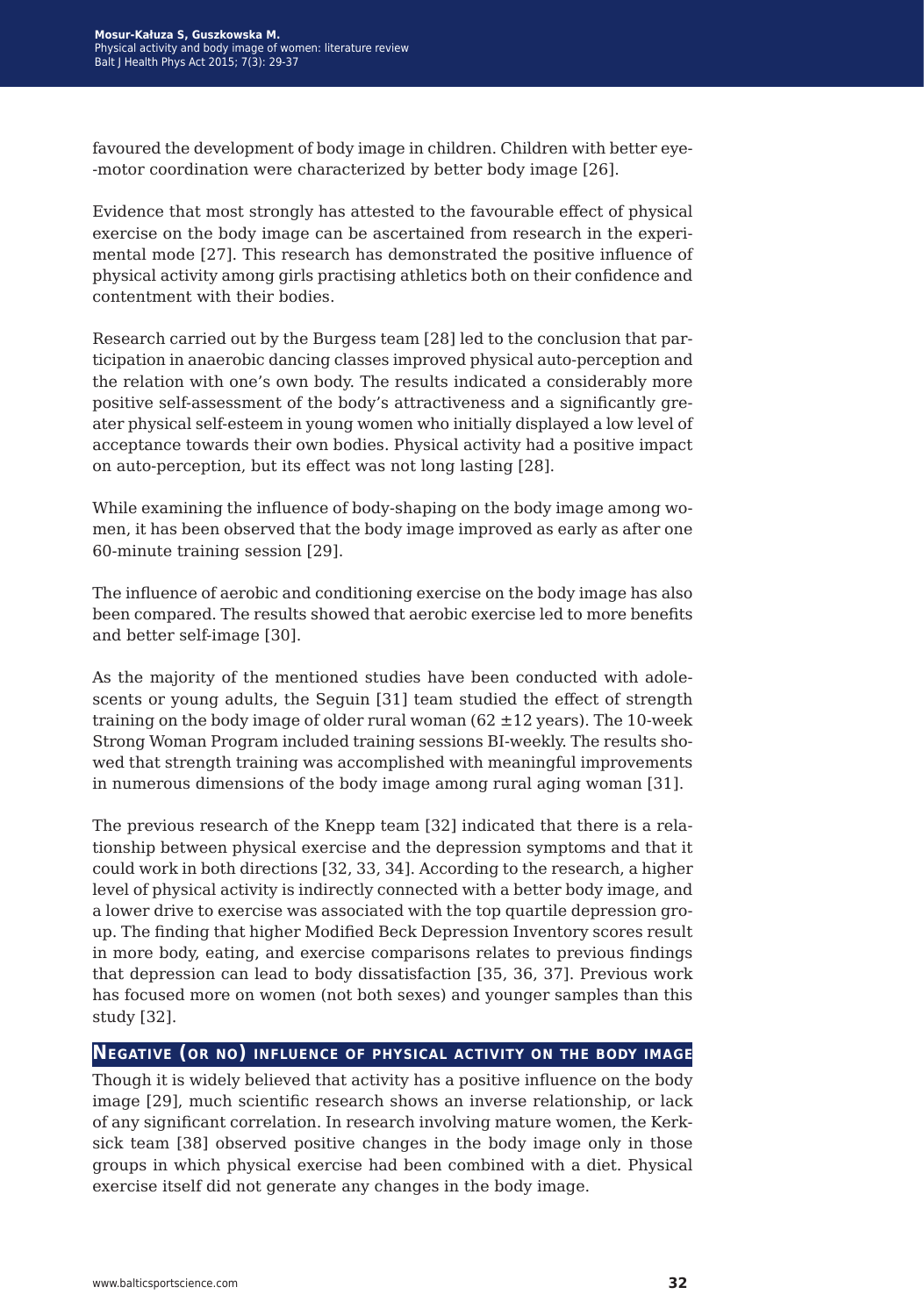favoured the development of body image in children. Children with better eye--motor coordination were characterized by better body image [26].

Evidence that most strongly has attested to the favourable effect of physical exercise on the body image can be ascertained from research in the experimental mode [27]. This research has demonstrated the positive influence of physical activity among girls practising athletics both on their confidence and contentment with their bodies.

Research carried out by the Burgess team [28] led to the conclusion that participation in anaerobic dancing classes improved physical auto-perception and the relation with one's own body. The results indicated a considerably more positive self-assessment of the body's attractiveness and a significantly greater physical self-esteem in young women who initially displayed a low level of acceptance towards their own bodies. Physical activity had a positive impact on auto-perception, but its effect was not long lasting [28].

While examining the influence of body-shaping on the body image among women, it has been observed that the body image improved as early as after one 60-minute training session [29].

The influence of aerobic and conditioning exercise on the body image has also been compared. The results showed that aerobic exercise led to more benefits and better self-image [30].

As the majority of the mentioned studies have been conducted with adolescents or young adults, the Seguin [31] team studied the effect of strength training on the body image of older rural woman ($62 \pm 12$ years). The 10-week Strong Woman Program included training sessions BI-weekly. The results showed that strength training was accomplished with meaningful improvements in numerous dimensions of the body image among rural aging woman [31].

The previous research of the Knepp team [32] indicated that there is a relationship between physical exercise and the depression symptoms and that it could work in both directions [32, 33, 34]. According to the research, a higher level of physical activity is indirectly connected with a better body image, and a lower drive to exercise was associated with the top quartile depression group. The finding that higher Modified Beck Depression Inventory scores result in more body, eating, and exercise comparisons relates to previous findings that depression can lead to body dissatisfaction [35, 36, 37]. Previous work has focused more on women (not both sexes) and younger samples than this study [32].

## Negative (or no) influence of physical activity on the body image

Though it is widely believed that activity has a positive influence on the body image [29], much scientific research shows an inverse relationship, or lack of any significant correlation. In research involving mature women, the Kerksick team [38] observed positive changes in the body image only in those groups in which physical exercise had been combined with a diet. Physical exercise itself did not generate any changes in the body image.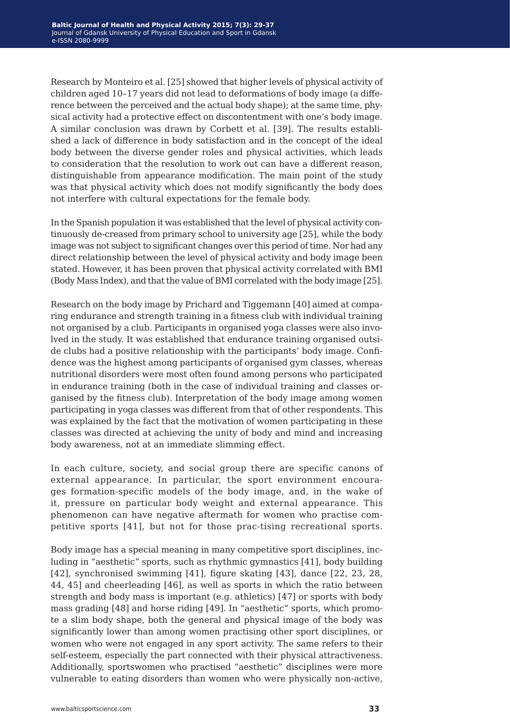Research by Monteiro et al. [25] showed that higher levels of physical activity of children aged 10–17 years did not lead to deformations of body image (a difference between the perceived and the actual body shape); at the same time, physical activity had a protective effect on discontentment with one's body image. A similar conclusion was drawn by Corbett et al. [39]. The results established a lack of difference in body satisfaction and in the concept of the ideal body between the diverse gender roles and physical activities, which leads to consideration that the resolution to work out can have a different reason, distinguishable from appearance modification. The main point of the study was that physical activity which does not modify significantly the body does not interfere with cultural expectations for the female body.

In the Spanish population it was established that the level of physical activity continuously de-creased from primary school to university age [25], while the body image was not subject to significant changes over this period of time. Nor had any direct relationship between the level of physical activity and body image been stated. However, it has been proven that physical activity correlated with BMI (Body Mass Index), and that the value of BMI correlated with the body image [25].

Research on the body image by Prichard and Tiggemann [40] aimed at comparing endurance and strength training in a fitness club with individual training not organised by a club. Participants in organised yoga classes were also involved in the study. It was established that endurance training organised outside clubs had a positive relationship with the participants' body image. Confidence was the highest among participants of organised gym classes, whereas nutritional disorders were most often found among persons who participated in endurance training (both in the case of individual training and classes organised by the fitness club). Interpretation of the body image among women participating in yoga classes was different from that of other respondents. This was explained by the fact that the motivation of women participating in these classes was directed at achieving the unity of body and mind and increasing body awareness, not at an immediate slimming effect.

In each culture, society, and social group there are specific canons of external appearance. In particular, the sport environment encourages formation-specific models of the body image, and, in the wake of it, pressure on particular body weight and external appearance. This phenomenon can have negative aftermath for women who practise competitive sports [41], but not for those prac-tising recreational sports.

Body image has a special meaning in many competitive sport disciplines, including in "aesthetic" sports, such as rhythmic gymnastics [41], body building [42], synchronised swimming [41], figure skating [43], dance [22, 23, 28, 44, 45] and cheerleading [46], as well as sports in which the ratio between strength and body mass is important (e.g. athletics) [47] or sports with body mass grading [48] and horse riding [49]. In "aesthetic" sports, which promote a slim body shape, both the general and physical image of the body was significantly lower than among women practising other sport disciplines, or women who were not engaged in any sport activity. The same refers to their self-esteem, especially the part connected with their physical attractiveness. Additionally, sportswomen who practised "aesthetic" disciplines were more vulnerable to eating disorders than women who were physically non-active,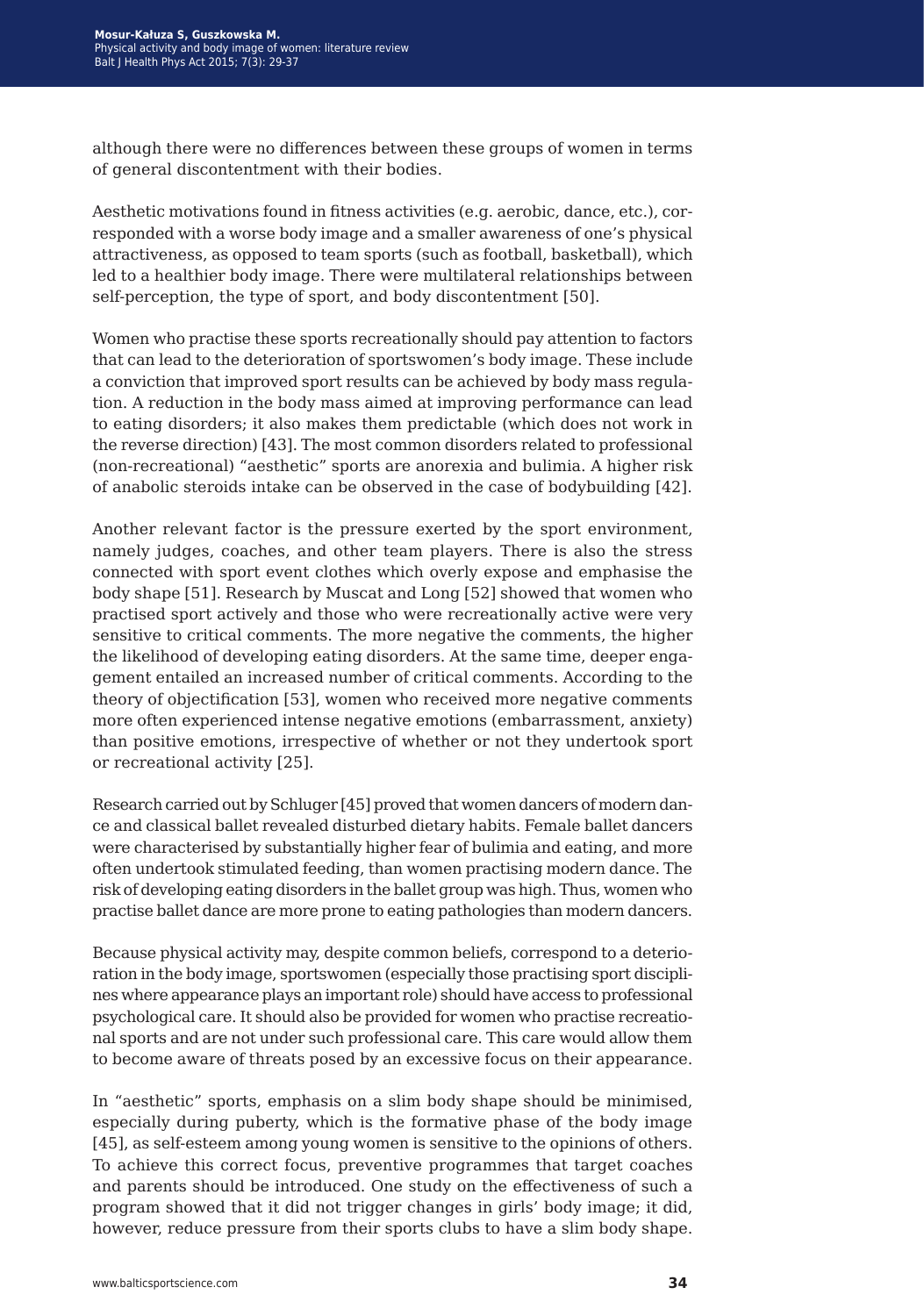although there were no differences between these groups of women in terms of general discontentment with their bodies.

Aesthetic motivations found in fitness activities (e.g. aerobic, dance, etc.), corresponded with a worse body image and a smaller awareness of one's physical attractiveness, as opposed to team sports (such as football, basketball), which led to a healthier body image. There were multilateral relationships between self-perception, the type of sport, and body discontentment [50].

Women who practise these sports recreationally should pay attention to factors that can lead to the deterioration of sportswomen's body image. These include a conviction that improved sport results can be achieved by body mass regulation. A reduction in the body mass aimed at improving performance can lead to eating disorders; it also makes them predictable (which does not work in the reverse direction) [43]. The most common disorders related to professional (non-recreational) "aesthetic" sports are anorexia and bulimia. A higher risk of anabolic steroids intake can be observed in the case of bodybuilding [42].

Another relevant factor is the pressure exerted by the sport environment, namely judges, coaches, and other team players. There is also the stress connected with sport event clothes which overly expose and emphasise the body shape [51]. Research by Muscat and Long [52] showed that women who practised sport actively and those who were recreationally active were very sensitive to critical comments. The more negative the comments, the higher the likelihood of developing eating disorders. At the same time, deeper engagement entailed an increased number of critical comments. According to the theory of objectification [53], women who received more negative comments more often experienced intense negative emotions (embarrassment, anxiety) than positive emotions, irrespective of whether or not they undertook sport or recreational activity [25].

Research carried out by Schluger [45] proved that women dancers of modern dance and classical ballet revealed disturbed dietary habits. Female ballet dancers were characterised by substantially higher fear of bulimia and eating, and more often undertook stimulated feeding, than women practising modern dance. The risk of developing eating disorders in the ballet group was high. Thus, women who practise ballet dance are more prone to eating pathologies than modern dancers.

Because physical activity may, despite common beliefs, correspond to a deterioration in the body image, sportswomen (especially those practising sport disciplines where appearance plays an important role) should have access to professional psychological care. It should also be provided for women who practise recreational sports and are not under such professional care. This care would allow them to become aware of threats posed by an excessive focus on their appearance.

In "aesthetic" sports, emphasis on a slim body shape should be minimised, especially during puberty, which is the formative phase of the body image [45], as self-esteem among young women is sensitive to the opinions of others. To achieve this correct focus, preventive programmes that target coaches and parents should be introduced. One study on the effectiveness of such a program showed that it did not trigger changes in girls' body image; it did, however, reduce pressure from their sports clubs to have a slim body shape.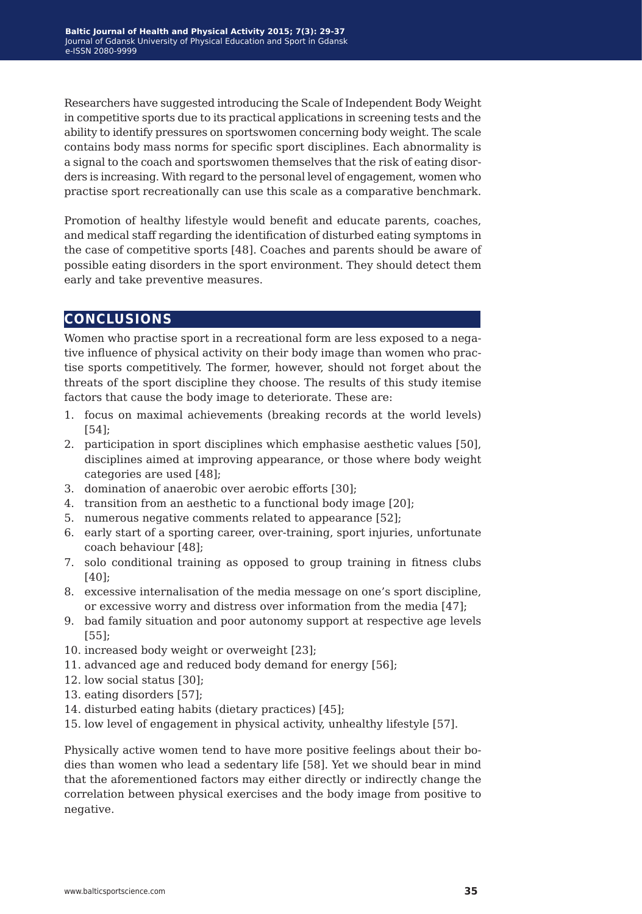Researchers have suggested introducing the Scale of Independent Body Weight in competitive sports due to its practical applications in screening tests and the ability to identify pressures on sportswomen concerning body weight. The scale contains body mass norms for specific sport disciplines. Each abnormality is a signal to the coach and sportswomen themselves that the risk of eating disorders is increasing. With regard to the personal level of engagement, women who practise sport recreationally can use this scale as a comparative benchmark.

Promotion of healthy lifestyle would benefit and educate parents, coaches, and medical staff regarding the identification of disturbed eating symptoms in the case of competitive sports [48]. Coaches and parents should be aware of possible eating disorders in the sport environment. They should detect them early and take preventive measures.

## CONCLUSIONS

Women who practise sport in a recreational form are less exposed to a negative influence of physical activity on their body image than women who practise sports competitively. The former, however, should not forget about the threats of the sport discipline they choose. The results of this study itemise factors that cause the body image to deteriorate. These are:

1. focus on maximal achievements (breaking records at the world levels) [54];
2. participation in sport disciplines which emphasise aesthetic values [50], disciplines aimed at improving appearance, or those where body weight categories are used [48];
3. domination of anaerobic over aerobic efforts [30];
4. transition from an aesthetic to a functional body image [20];
5. numerous negative comments related to appearance [52];
6. early start of a sporting career, over-training, sport injuries, unfortunate coach behaviour [48];
7. solo conditional training as opposed to group training in fitness clubs [40];
8. excessive internalisation of the media message on one's sport discipline, or excessive worry and distress over information from the media [47];
9. bad family situation and poor autonomy support at respective age levels [55];
10. increased body weight or overweight [23];
11. advanced age and reduced body demand for energy [56];
12. low social status [30];
13. eating disorders [57];
14. disturbed eating habits (dietary practices) [45];
15. low level of engagement in physical activity, unhealthy lifestyle [57].

Physically active women tend to have more positive feelings about their bodies than women who lead a sedentary life [58]. Yet we should bear in mind that the aforementioned factors may either directly or indirectly change the correlation between physical exercises and the body image from positive to negative.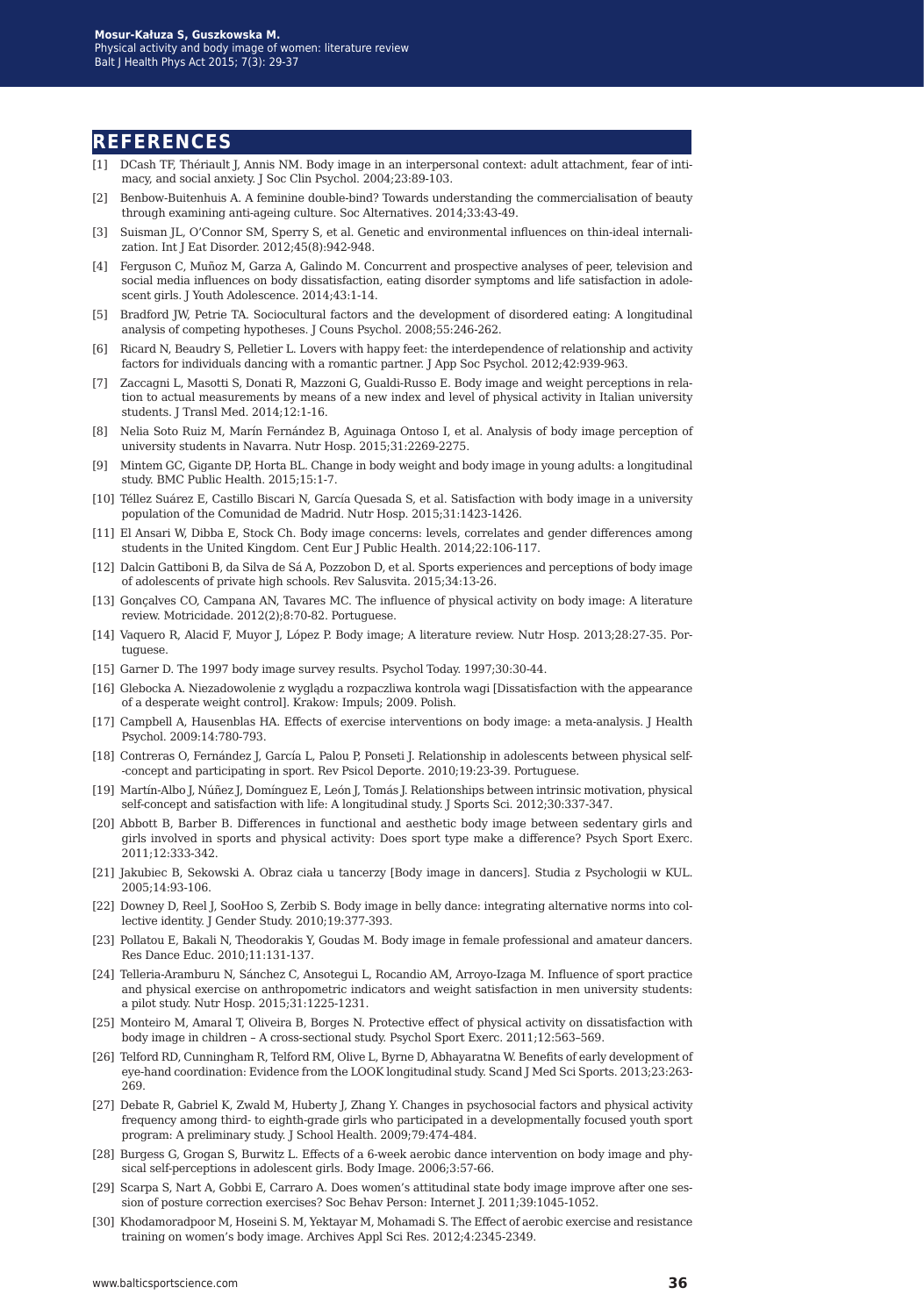## REFERENCES

[1] DCash TF, Thériault J, Annis NM. Body image in an interpersonal context: adult attachment, fear of intimacy, and social anxiety. J Soc Clin Psychol. 2004;23:89-103.

[2] Benbow-Buitenhuis A. A feminine double-bind? Towards understanding the commercialisation of beauty through examining anti-ageing culture. Soc Alternatives. 2014;33:43-49.

[3] Suisman JL, O'Connor SM, Sperry S, et al. Genetic and environmental influences on thin-ideal internalization. Int J Eat Disorder. 2012;45(8):942-948.

[4] Ferguson C, Muñoz M, Garza A, Galindo M. Concurrent and prospective analyses of peer, television and social media influences on body dissatisfaction, eating disorder symptoms and life satisfaction in adolescent girls. J Youth Adolescence. 2014;43:1-14.

[5] Bradford JW, Petrie TA. Sociocultural factors and the development of disordered eating: A longitudinal analysis of competing hypotheses. J Couns Psychol. 2008;55:246-262.

[6] Ricard N, Beaudry S, Pelletier L. Lovers with happy feet: the interdependence of relationship and activity factors for individuals dancing with a romantic partner. J App Soc Psychol. 2012;42:939-963.

[7] Zaccagni L, Masotti S, Donati R, Mazzoni G, Gualdi-Russo E. Body image and weight perceptions in relation to actual measurements by means of a new index and level of physical activity in Italian university students. J Transl Med. 2014;12:1-16.

[8] Nelia Soto Ruiz M, Marín Fernández B, Aguinaga Ontoso I, et al. Analysis of body image perception of university students in Navarra. Nutr Hosp. 2015;31:2269-2275.

[9] Mintem GC, Gigante DP, Horta BL. Change in body weight and body image in young adults: a longitudinal study. BMC Public Health. 2015;15:1-7.

[10] Téllez Suárez E, Castillo Biscari N, García Quesada S, et al. Satisfaction with body image in a university population of the Comunidad de Madrid. Nutr Hosp. 2015;31:1423-1426.

[11] El Ansari W, Dibba E, Stock Ch. Body image concerns: levels, correlates and gender differences among students in the United Kingdom. Cent Eur J Public Health. 2014;22:106-117.

[12] Dalcin Gattiboni B, da Silva de Sá A, Pozzobon D, et al. Sports experiences and perceptions of body image of adolescents of private high schools. Rev Salusvita. 2015;34:13-26.

[13] Gonçalves CO, Campana AN, Tavares MC. The influence of physical activity on body image: A literature review. Motricidade. 2012(2);8:70-82. Portuguese.

[14] Vaquero R, Alacid F, Muyor J, López P. Body image; A literature review. Nutr Hosp. 2013;28:27-35. Portuguese.

[15] Garner D. The 1997 body image survey results. Psychol Today. 1997;30:30-44.

[16] Glebocka A. Niezadowolenie z wyglądu a rozpaczliwa kontrola wagi [Dissatisfaction with the appearance of a desperate weight control]. Krakow: Impuls; 2009. Polish.

[17] Campbell A, Hausenblas HA. Effects of exercise interventions on body image: a meta-analysis. J Health Psychol. 2009:14:780-793.

[18] Contreras O, Fernández J, García L, Palou P, Ponseti J. Relationship in adolescents between physical self--concept and participating in sport. Rev Psicol Deporte. 2010;19:23-39. Portuguese.

[19] Martín-Albo J, Núñez J, Domínguez E, León J, Tomás J. Relationships between intrinsic motivation, physical self-concept and satisfaction with life: A longitudinal study. J Sports Sci. 2012;30:337-347.

[20] Abbott B, Barber B. Differences in functional and aesthetic body image between sedentary girls and girls involved in sports and physical activity: Does sport type make a difference? Psych Sport Exerc. 2011;12:333-342.

[21] Jakubiec B, Sekowski A. Obraz ciała u tancerzy [Body image in dancers]. Studia z Psychologii w KUL. 2005;14:93-106.

[22] Downey D, Reel J, SooHoo S, Zerbib S. Body image in belly dance: integrating alternative norms into collective identity. J Gender Study. 2010;19:377-393.

[23] Pollatou E, Bakali N, Theodorakis Y, Goudas M. Body image in female professional and amateur dancers. Res Dance Educ. 2010;11:131-137.

[24] Telleria-Aramburu N, Sánchez C, Ansotegui L, Rocandio AM, Arroyo-Izaga M. Influence of sport practice and physical exercise on anthropometric indicators and weight satisfaction in men university students: a pilot study. Nutr Hosp. 2015;31:1225-1231.

[25] Monteiro M, Amaral T, Oliveira B, Borges N. Protective effect of physical activity on dissatisfaction with body image in children – A cross-sectional study. Psychol Sport Exerc. 2011;12:563–569.

[26] Telford RD, Cunningham R, Telford RM, Olive L, Byrne D, Abhayaratna W. Benefits of early development of eye-hand coordination: Evidence from the LOOK longitudinal study. Scand J Med Sci Sports. 2013;23:263-269.

[27] Debate R, Gabriel K, Zwald M, Huberty J, Zhang Y. Changes in psychosocial factors and physical activity frequency among third- to eighth-grade girls who participated in a developmentally focused youth sport program: A preliminary study. J School Health. 2009;79:474-484.

[28] Burgess G, Grogan S, Burwitz L. Effects of a 6-week aerobic dance intervention on body image and physical self-perceptions in adolescent girls. Body Image. 2006;3:57-66.

[29] Scarpa S, Nart A, Gobbi E, Carraro A. Does women's attitudinal state body image improve after one session of posture correction exercises? Soc Behav Person: Internet J. 2011;39:1045-1052.

[30] Khodamoradpoor M, Hoseini S. M, Yektayar M, Mohamadi S. The Effect of aerobic exercise and resistance training on women's body image. Archives Appl Sci Res. 2012;4:2345-2349.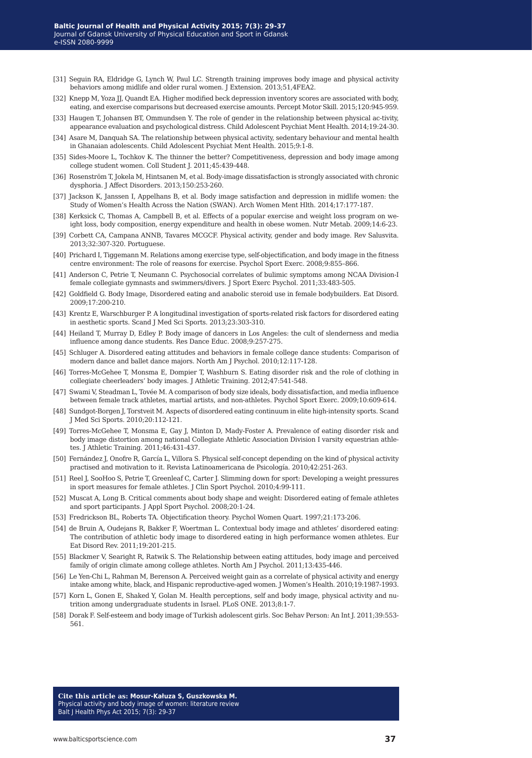[31] Seguin RA, Eldridge G, Lynch W, Paul LC. Strength training improves body image and physical activity behaviors among midlife and older rural women. J Extension. 2013;51,4FEA2.

[32] Knepp M, Yoza JJ, Quandt EA. Higher modified beck depression inventory scores are associated with body, eating, and exercise comparisons but decreased exercise amounts. Percept Motor Skill. 2015;120:945-959.

[33] Haugen T, Johansen BT, Ommundsen Y. The role of gender in the relationship between physical ac-tivity, appearance evaluation and psychological distress. Child Adolescent Psychiat Ment Health. 2014;19:24-30.

[34] Asare M, Danquah SA. The relationship between physical activity, sedentary behaviour and mental health in Ghanaian adolescents. Child Adolescent Psychiat Ment Health. 2015;9:1-8.

[35] Sides-Moore L, Tochkov K. The thinner the better? Competitiveness, depression and body image among college student women. Coll Student J. 2011;45:439-448.

[36] Rosenström T, Jokela M, Hintsanen M, et al. Body-image dissatisfaction is strongly associated with chronic dysphoria. J Affect Disorders. 2013;150:253-260.

[37] Jackson K, Janssen I, Appelhans B, et al. Body image satisfaction and depression in midlife women: the Study of Women's Health Across the Nation (SWAN). Arch Women Ment Hlth. 2014;17:177-187.

[38] Kerksick C, Thomas A, Campbell B, et al. Effects of a popular exercise and weight loss program on weight loss, body composition, energy expenditure and health in obese women. Nutr Metab. 2009;14:6-23.

[39] Corbett CA, Campana ANNB, Tavares MCGCF. Physical activity, gender and body image. Rev Salusvita. 2013;32:307-320. Portuguese.

[40] Prichard I, Tiggemann M. Relations among exercise type, self-objectification, and body image in the fitness centre environment: The role of reasons for exercise. Psychol Sport Exerc. 2008;9:855–866.

[41] Anderson C, Petrie T, Neumann C. Psychosocial correlates of bulimic symptoms among NCAA Division-I female collegiate gymnasts and swimmers/divers. J Sport Exerc Psychol. 2011;33:483-505.

[42] Goldfield G. Body Image, Disordered eating and anabolic steroid use in female bodybuilders. Eat Disord. 2009;17:200-210.

[43] Krentz E, Warschburger P. A longitudinal investigation of sports-related risk factors for disordered eating in aesthetic sports. Scand J Med Sci Sports. 2013;23:303-310.

[44] Heiland T, Murray D, Edley P. Body image of dancers in Los Angeles: the cult of slenderness and media influence among dance students. Res Dance Educ. 2008;9:257-275.

[45] Schluger A. Disordered eating attitudes and behaviors in female college dance students: Comparison of modern dance and ballet dance majors. North Am J Psychol. 2010;12:117-128.

[46] Torres-McGehee T, Monsma E, Dompier T, Washburn S. Eating disorder risk and the role of clothing in collegiate cheerleaders' body images. J Athletic Training. 2012;47:541-548.

[47] Swami V, Steadman L, Tovée M. A comparison of body size ideals, body dissatisfaction, and media influence between female track athletes, martial artists, and non-athletes. Psychol Sport Exerc. 2009;10:609-614.

[48] Sundgot-Borgen J, Torstveit M. Aspects of disordered eating continuum in elite high-intensity sports. Scand J Med Sci Sports. 2010;20:112-121.

[49] Torres-McGehee T, Monsma E, Gay J, Minton D, Mady-Foster A. Prevalence of eating disorder risk and body image distortion among national Collegiate Athletic Association Division I varsity equestrian athletes. J Athletic Training. 2011;46:431-437.

[50] Fernández J, Onofre R, García L, Villora S. Physical self-concept depending on the kind of physical activity practised and motivation to it. Revista Latinoamericana de Psicología. 2010;42:251-263.

[51] Reel J, SooHoo S, Petrie T, Greenleaf C, Carter J. Slimming down for sport: Developing a weight pressures in sport measures for female athletes. J Clin Sport Psychol. 2010;4:99-111.

[52] Muscat A, Long B. Critical comments about body shape and weight: Disordered eating of female athletes and sport participants. J Appl Sport Psychol. 2008;20:1-24.

[53] Fredrickson BL, Roberts TA. Objectification theory. Psychol Women Quart. 1997;21:173-206.

[54] de Bruin A, Oudejans R, Bakker F, Woertman L. Contextual body image and athletes' disordered eating: The contribution of athletic body image to disordered eating in high performance women athletes. Eur Eat Disord Rev. 2011;19:201-215.

[55] Blackmer V, Searight R, Ratwik S. The Relationship between eating attitudes, body image and perceived family of origin climate among college athletes. North Am J Psychol. 2011;13:435-446.

[56] Le Yen-Chi L, Rahman M, Berenson A. Perceived weight gain as a correlate of physical activity and energy intake among white, black, and Hispanic reproductive-aged women. J Women's Health. 2010;19:1987-1993.

[57] Korn L, Gonen E, Shaked Y, Golan M. Health perceptions, self and body image, physical activity and nutrition among undergraduate students in Israel. PLoS ONE. 2013;8:1-7.

[58] Dorak F. Self-esteem and body image of Turkish adolescent girls. Soc Behav Person: An Int J. 2011;39:553-561.

**Cite this article as: Mosur-Kałuza S, Guszkowska M.**
Physical activity and body image of women: literature review
Balt J Health Phys Act 2015; 7(3): 29-37